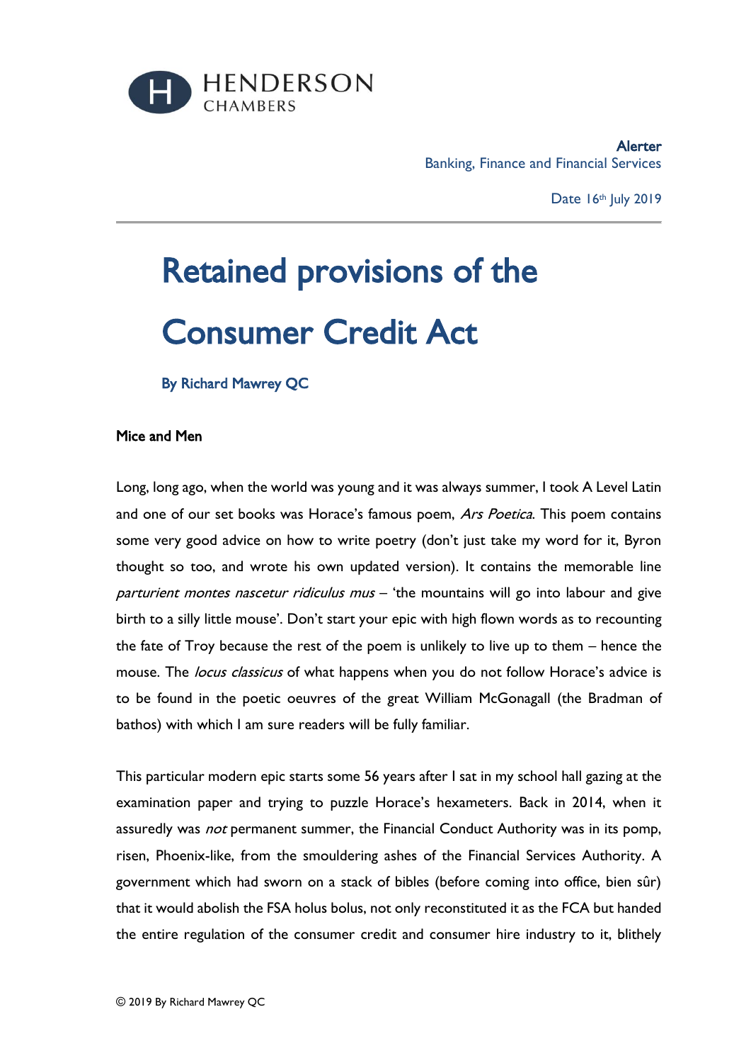HENDERSON CHAMBERS

**Alerter**
Banking, Finance and Financial Services

Date 16th July 2019

# Retained provisions of the Consumer Credit Act

**By Richard Mawrey QC**

**Mice and Men**

Long, long ago, when the world was young and it was always summer, I took A Level Latin and one of our set books was Horace's famous poem, *Ars Poetica*. This poem contains some very good advice on how to write poetry (don't just take my word for it, Byron thought so too, and wrote his own updated version). It contains the memorable line *parturient montes nascetur ridiculus mus* – 'the mountains will go into labour and give birth to a silly little mouse'. Don't start your epic with high flown words as to recounting the fate of Troy because the rest of the poem is unlikely to live up to them – hence the mouse. The *locus classicus* of what happens when you do not follow Horace's advice is to be found in the poetic oeuvres of the great William McGonagall (the Bradman of bathos) with which I am sure readers will be fully familiar.

This particular modern epic starts some 56 years after I sat in my school hall gazing at the examination paper and trying to puzzle Horace's hexameters. Back in 2014, when it assuredly was *not* permanent summer, the Financial Conduct Authority was in its pomp, risen, Phoenix-like, from the smouldering ashes of the Financial Services Authority. A government which had sworn on a stack of bibles (before coming into office, bien sûr) that it would abolish the FSA holus bolus, not only reconstituted it as the FCA but handed the entire regulation of the consumer credit and consumer hire industry to it, blithely

© 2019 By Richard Mawrey QC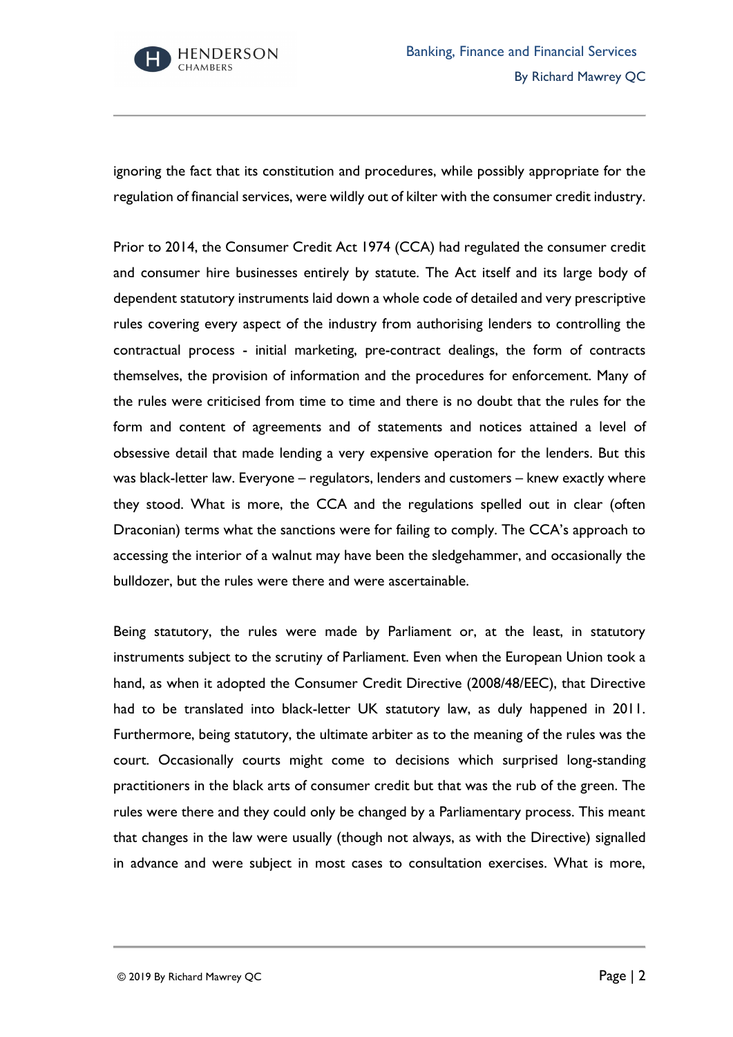ignoring the fact that its constitution and procedures, while possibly appropriate for the regulation of financial services, were wildly out of kilter with the consumer credit industry.

Prior to 2014, the Consumer Credit Act 1974 (CCA) had regulated the consumer credit and consumer hire businesses entirely by statute. The Act itself and its large body of dependent statutory instruments laid down a whole code of detailed and very prescriptive rules covering every aspect of the industry from authorising lenders to controlling the contractual process - initial marketing, pre-contract dealings, the form of contracts themselves, the provision of information and the procedures for enforcement. Many of the rules were criticised from time to time and there is no doubt that the rules for the form and content of agreements and of statements and notices attained a level of obsessive detail that made lending a very expensive operation for the lenders. But this was black-letter law. Everyone – regulators, lenders and customers – knew exactly where they stood. What is more, the CCA and the regulations spelled out in clear (often Draconian) terms what the sanctions were for failing to comply. The CCA's approach to accessing the interior of a walnut may have been the sledgehammer, and occasionally the bulldozer, but the rules were there and were ascertainable.

Being statutory, the rules were made by Parliament or, at the least, in statutory instruments subject to the scrutiny of Parliament. Even when the European Union took a hand, as when it adopted the Consumer Credit Directive (2008/48/EEC), that Directive had to be translated into black-letter UK statutory law, as duly happened in 2011. Furthermore, being statutory, the ultimate arbiter as to the meaning of the rules was the court. Occasionally courts might come to decisions which surprised long-standing practitioners in the black arts of consumer credit but that was the rub of the green. The rules were there and they could only be changed by a Parliamentary process. This meant that changes in the law were usually (though not always, as with the Directive) signalled in advance and were subject in most cases to consultation exercises. What is more,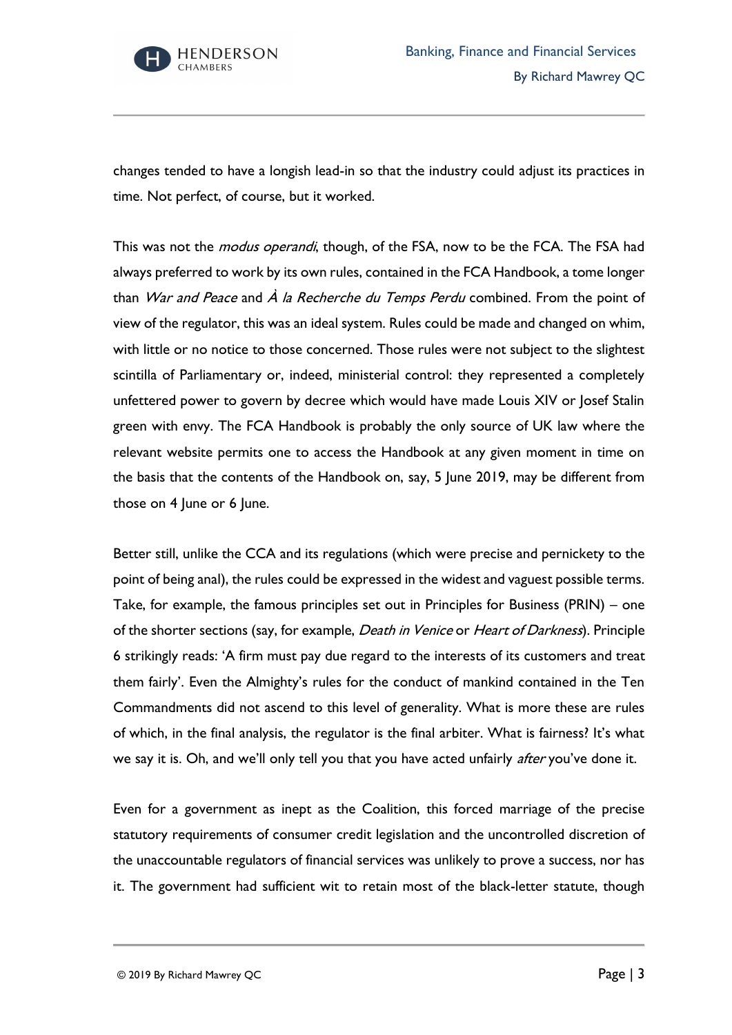changes tended to have a longish lead-in so that the industry could adjust its practices in time. Not perfect, of course, but it worked.

This was not the *modus operandi*, though, of the FSA, now to be the FCA. The FSA had always preferred to work by its own rules, contained in the FCA Handbook, a tome longer than *War and Peace* and *À la Recherche du Temps Perdu* combined. From the point of view of the regulator, this was an ideal system. Rules could be made and changed on whim, with little or no notice to those concerned. Those rules were not subject to the slightest scintilla of Parliamentary or, indeed, ministerial control: they represented a completely unfettered power to govern by decree which would have made Louis XIV or Josef Stalin green with envy. The FCA Handbook is probably the only source of UK law where the relevant website permits one to access the Handbook at any given moment in time on the basis that the contents of the Handbook on, say, 5 June 2019, may be different from those on 4 June or 6 June.

Better still, unlike the CCA and its regulations (which were precise and pernickety to the point of being anal), the rules could be expressed in the widest and vaguest possible terms. Take, for example, the famous principles set out in Principles for Business (PRIN) – one of the shorter sections (say, for example, *Death in Venice* or *Heart of Darkness*). Principle 6 strikingly reads: 'A firm must pay due regard to the interests of its customers and treat them fairly'. Even the Almighty's rules for the conduct of mankind contained in the Ten Commandments did not ascend to this level of generality. What is more these are rules of which, in the final analysis, the regulator is the final arbiter. What is fairness? It's what we say it is. Oh, and we'll only tell you that you have acted unfairly *after* you've done it.

Even for a government as inept as the Coalition, this forced marriage of the precise statutory requirements of consumer credit legislation and the uncontrolled discretion of the unaccountable regulators of financial services was unlikely to prove a success, nor has it. The government had sufficient wit to retain most of the black-letter statute, though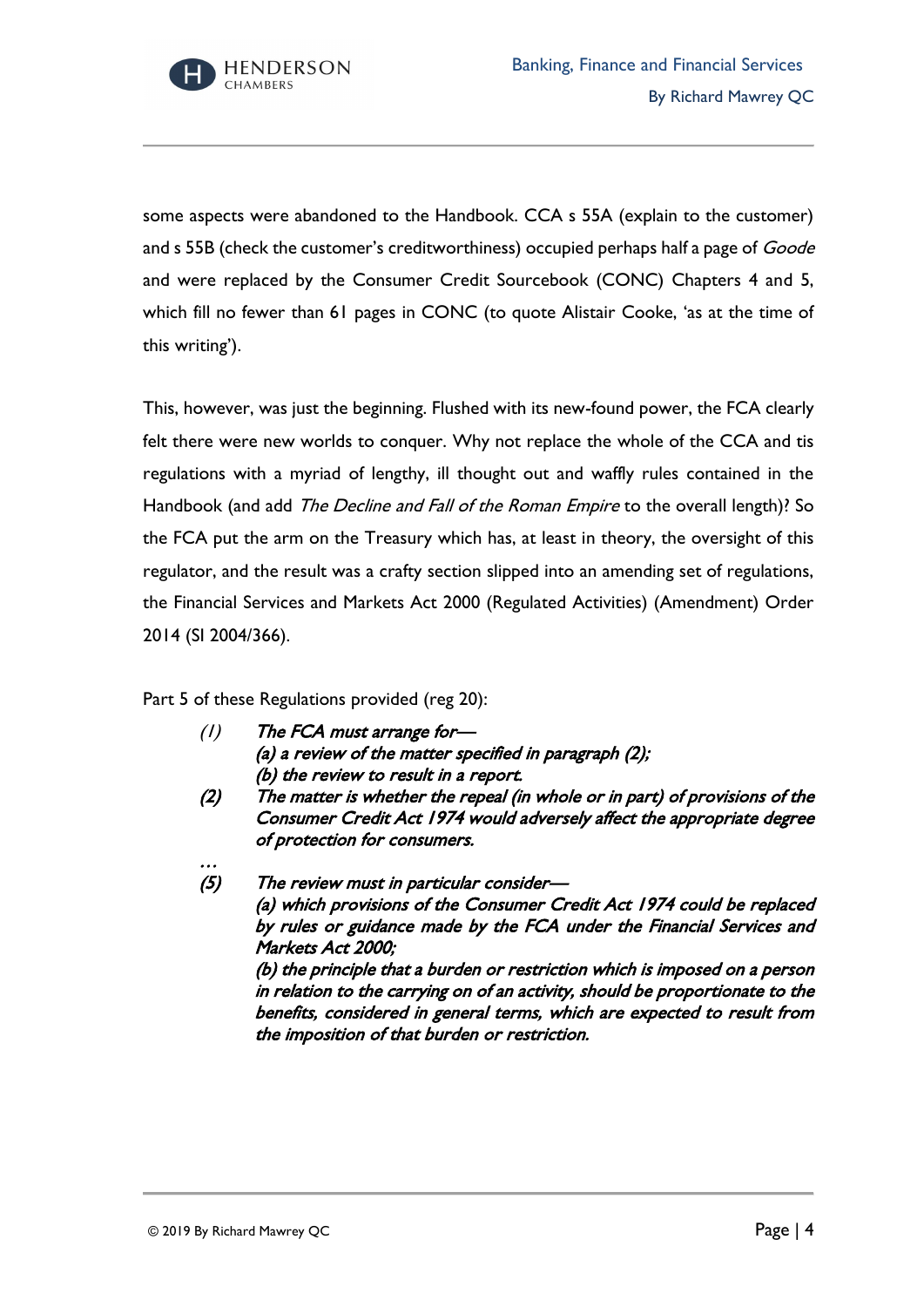some aspects were abandoned to the Handbook. CCA s 55A (explain to the customer) and s 55B (check the customer's creditworthiness) occupied perhaps half a page of *Goode* and were replaced by the Consumer Credit Sourcebook (CONC) Chapters 4 and 5, which fill no fewer than 61 pages in CONC (to quote Alistair Cooke, 'as at the time of this writing').

This, however, was just the beginning. Flushed with its new-found power, the FCA clearly felt there were new worlds to conquer. Why not replace the whole of the CCA and tis regulations with a myriad of lengthy, ill thought out and waffly rules contained in the Handbook (and add *The Decline and Fall of the Roman Empire* to the overall length)? So the FCA put the arm on the Treasury which has, at least in theory, the oversight of this regulator, and the result was a crafty section slipped into an amending set of regulations, the Financial Services and Markets Act 2000 (Regulated Activities) (Amendment) Order 2014 (SI 2004/366).

Part 5 of these Regulations provided (reg 20):

> *(1)* ***The FCA must arrange for—***
> ***(a) a review of the matter specified in paragraph (2);***
> ***(b) the review to result in a report.***
>
> ***(2)*** ***The matter is whether the repeal (in whole or in part) of provisions of the Consumer Credit Act 1974 would adversely affect the appropriate degree of protection for consumers.***
>
> …
>
> ***(5)*** ***The review must in particular consider—***
> ***(a) which provisions of the Consumer Credit Act 1974 could be replaced by rules or guidance made by the FCA under the Financial Services and Markets Act 2000;***
> ***(b) the principle that a burden or restriction which is imposed on a person in relation to the carrying on of an activity, should be proportionate to the benefits, considered in general terms, which are expected to result from the imposition of that burden or restriction.***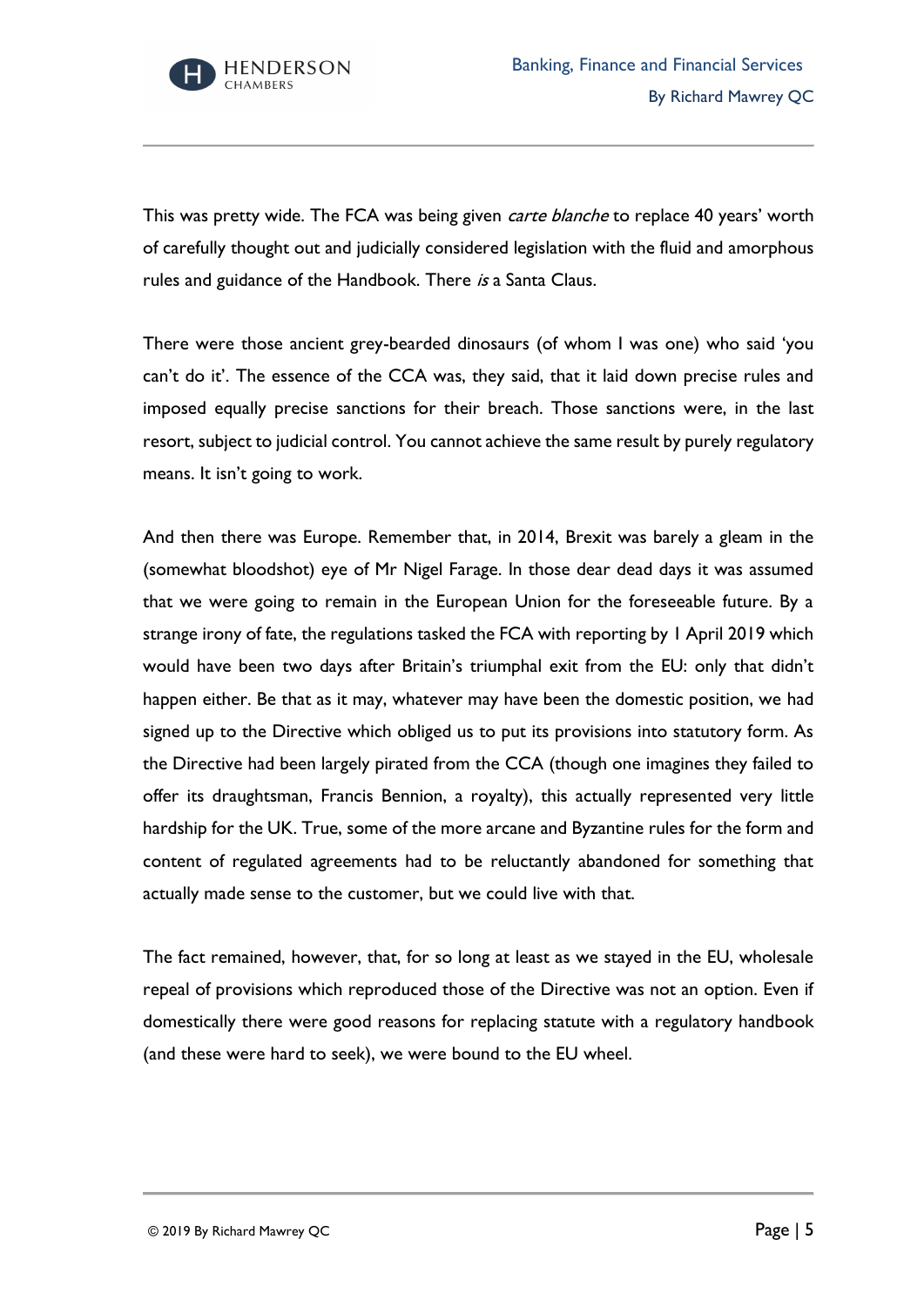This was pretty wide. The FCA was being given *carte blanche* to replace 40 years' worth of carefully thought out and judicially considered legislation with the fluid and amorphous rules and guidance of the Handbook. There *is* a Santa Claus.

There were those ancient grey-bearded dinosaurs (of whom I was one) who said 'you can't do it'. The essence of the CCA was, they said, that it laid down precise rules and imposed equally precise sanctions for their breach. Those sanctions were, in the last resort, subject to judicial control. You cannot achieve the same result by purely regulatory means. It isn't going to work.

And then there was Europe. Remember that, in 2014, Brexit was barely a gleam in the (somewhat bloodshot) eye of Mr Nigel Farage. In those dear dead days it was assumed that we were going to remain in the European Union for the foreseeable future. By a strange irony of fate, the regulations tasked the FCA with reporting by 1 April 2019 which would have been two days after Britain's triumphal exit from the EU: only that didn't happen either. Be that as it may, whatever may have been the domestic position, we had signed up to the Directive which obliged us to put its provisions into statutory form. As the Directive had been largely pirated from the CCA (though one imagines they failed to offer its draughtsman, Francis Bennion, a royalty), this actually represented very little hardship for the UK. True, some of the more arcane and Byzantine rules for the form and content of regulated agreements had to be reluctantly abandoned for something that actually made sense to the customer, but we could live with that.

The fact remained, however, that, for so long at least as we stayed in the EU, wholesale repeal of provisions which reproduced those of the Directive was not an option. Even if domestically there were good reasons for replacing statute with a regulatory handbook (and these were hard to seek), we were bound to the EU wheel.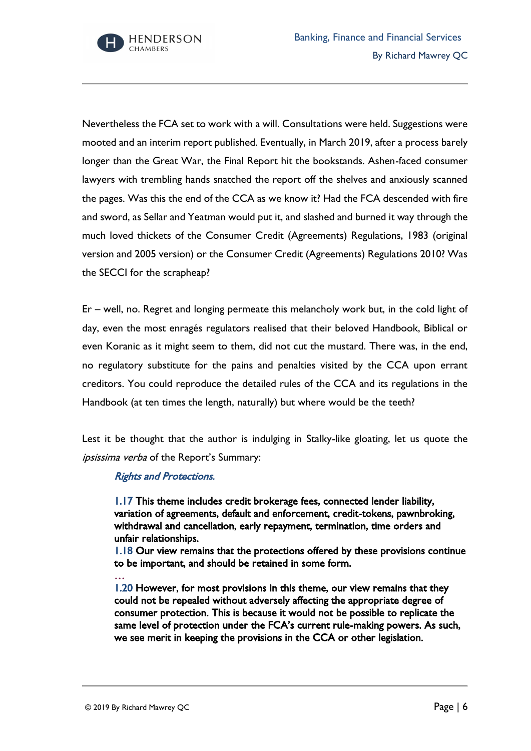Nevertheless the FCA set to work with a will. Consultations were held. Suggestions were mooted and an interim report published. Eventually, in March 2019, after a process barely longer than the Great War, the Final Report hit the bookstands. Ashen-faced consumer lawyers with trembling hands snatched the report off the shelves and anxiously scanned the pages. Was this the end of the CCA as we know it? Had the FCA descended with fire and sword, as Sellar and Yeatman would put it, and slashed and burned it way through the much loved thickets of the Consumer Credit (Agreements) Regulations, 1983 (original version and 2005 version) or the Consumer Credit (Agreements) Regulations 2010? Was the SECCI for the scrapheap?

Er – well, no. Regret and longing permeate this melancholy work but, in the cold light of day, even the most enragés regulators realised that their beloved Handbook, Biblical or even Koranic as it might seem to them, did not cut the mustard. There was, in the end, no regulatory substitute for the pains and penalties visited by the CCA upon errant creditors. You could reproduce the detailed rules of the CCA and its regulations in the Handbook (at ten times the length, naturally) but where would be the teeth?

Lest it be thought that the author is indulging in Stalky-like gloating, let us quote the *ipsissima verba* of the Report's Summary:

> ***Rights and Protections.***
>
> **1.17 This theme includes credit brokerage fees, connected lender liability, variation of agreements, default and enforcement, credit-tokens, pawnbroking, withdrawal and cancellation, early repayment, termination, time orders and unfair relationships.**
> **1.18 Our view remains that the protections offered by these provisions continue to be important, and should be retained in some form.**
> …
> **1.20 However, for most provisions in this theme, our view remains that they could not be repealed without adversely affecting the appropriate degree of consumer protection. This is because it would not be possible to replicate the same level of protection under the FCA's current rule-making powers. As such, we see merit in keeping the provisions in the CCA or other legislation.**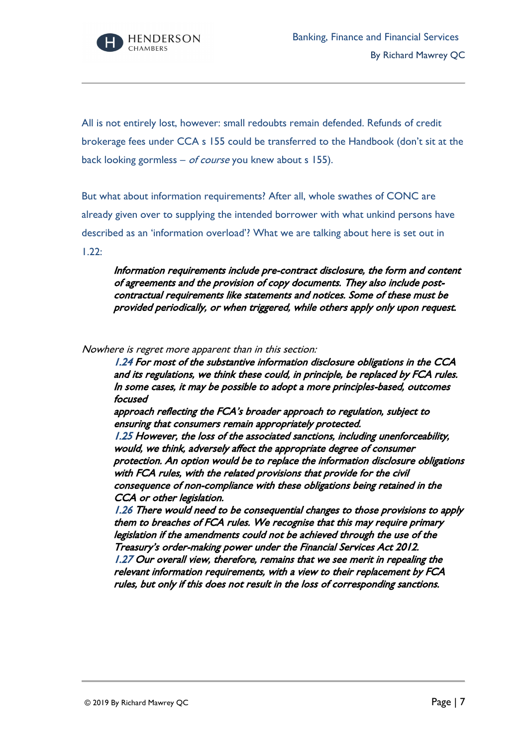All is not entirely lost, however: small redoubts remain defended. Refunds of credit brokerage fees under CCA s 155 could be transferred to the Handbook (don't sit at the back looking gormless – *of course* you knew about s 155).

But what about information requirements? After all, whole swathes of CONC are already given over to supplying the intended borrower with what unkind persons have described as an 'information overload'? What we are talking about here is set out in 1.22:

> *Information requirements include pre-contract disclosure, the form and content of agreements and the provision of copy documents. They also include post-contractual requirements like statements and notices. Some of these must be provided periodically, or when triggered, while others apply only upon request.*

*Nowhere is regret more apparent than in this section:*

> *1.24 For most of the substantive information disclosure obligations in the CCA and its regulations, we think these could, in principle, be replaced by FCA rules. In some cases, it may be possible to adopt a more principles-based, outcomes focused approach reflecting the FCA's broader approach to regulation, subject to ensuring that consumers remain appropriately protected.*
>
> *1.25 However, the loss of the associated sanctions, including unenforceability, would, we think, adversely affect the appropriate degree of consumer protection. An option would be to replace the information disclosure obligations with FCA rules, with the related provisions that provide for the civil consequence of non-compliance with these obligations being retained in the CCA or other legislation.*
>
> *1.26 There would need to be consequential changes to those provisions to apply them to breaches of FCA rules. We recognise that this may require primary legislation if the amendments could not be achieved through the use of the Treasury's order-making power under the Financial Services Act 2012.*
>
> *1.27 Our overall view, therefore, remains that we see merit in repealing the relevant information requirements, with a view to their replacement by FCA rules, but only if this does not result in the loss of corresponding sanctions.*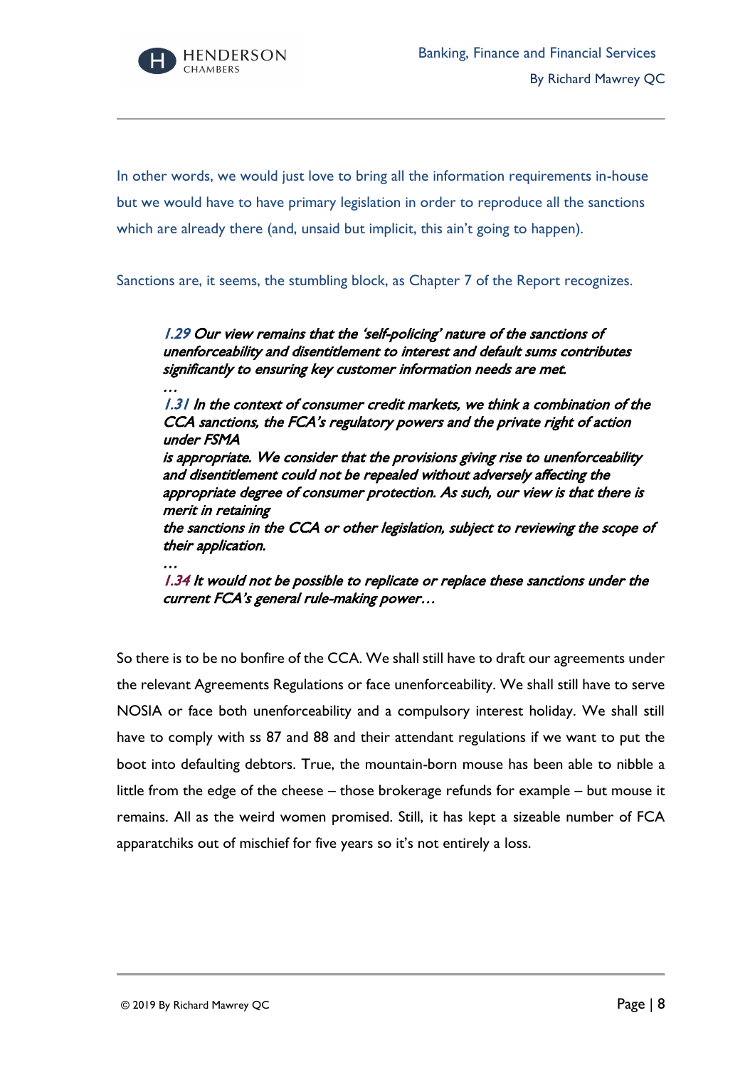In other words, we would just love to bring all the information requirements in-house but we would have to have primary legislation in order to reproduce all the sanctions which are already there (and, unsaid but implicit, this ain't going to happen).

Sanctions are, it seems, the stumbling block, as Chapter 7 of the Report recognizes.

> *1.29 Our view remains that the 'self-policing' nature of the sanctions of unenforceability and disentitlement to interest and default sums contributes significantly to ensuring key customer information needs are met.*
>
> *…*
>
> *1.31 In the context of consumer credit markets, we think a combination of the CCA sanctions, the FCA's regulatory powers and the private right of action under FSMA is appropriate. We consider that the provisions giving rise to unenforceability and disentitlement could not be repealed without adversely affecting the appropriate degree of consumer protection. As such, our view is that there is merit in retaining the sanctions in the CCA or other legislation, subject to reviewing the scope of their application.*
>
> *…*
>
> *1.34 It would not be possible to replicate or replace these sanctions under the current FCA's general rule-making power…*

So there is to be no bonfire of the CCA. We shall still have to draft our agreements under the relevant Agreements Regulations or face unenforceability. We shall still have to serve NOSIA or face both unenforceability and a compulsory interest holiday. We shall still have to comply with ss 87 and 88 and their attendant regulations if we want to put the boot into defaulting debtors. True, the mountain-born mouse has been able to nibble a little from the edge of the cheese – those brokerage refunds for example – but mouse it remains. All as the weird women promised. Still, it has kept a sizeable number of FCA apparatchiks out of mischief for five years so it's not entirely a loss.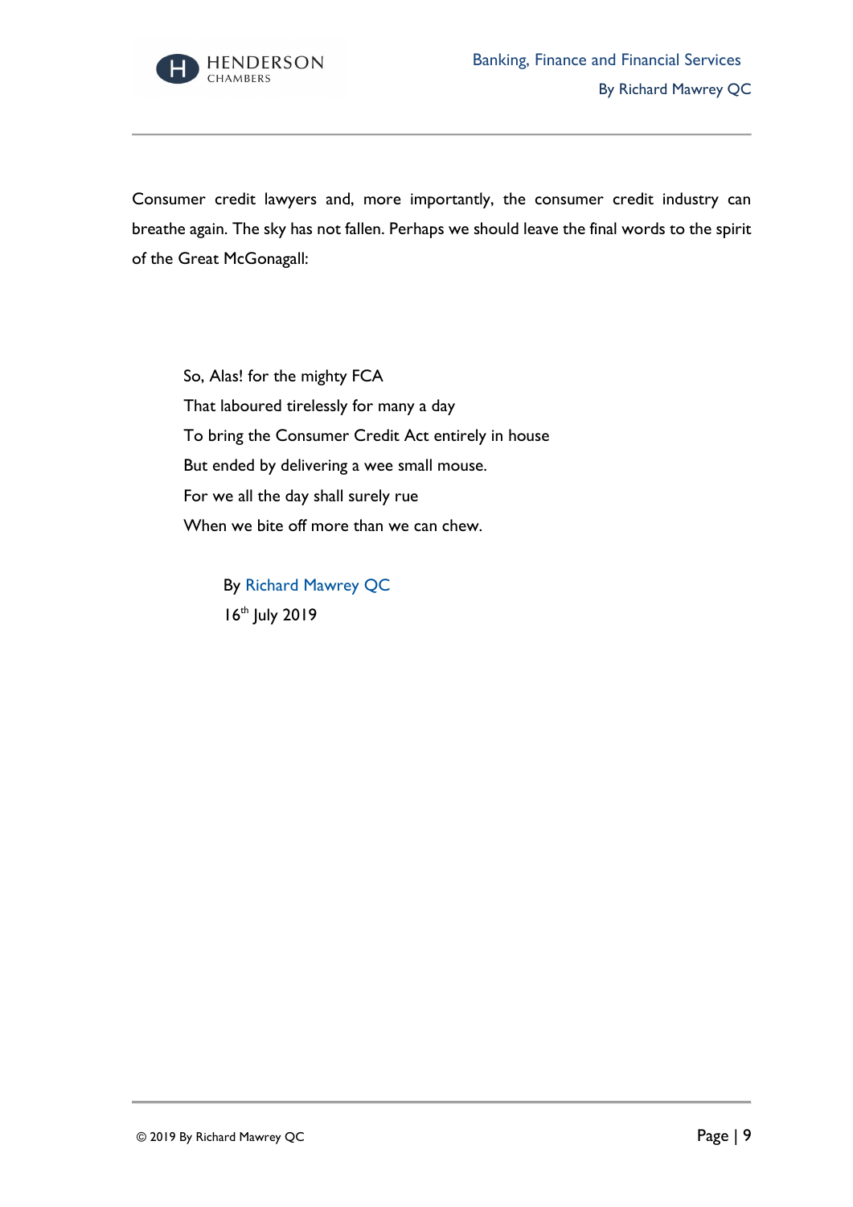Consumer credit lawyers and, more importantly, the consumer credit industry can breathe again. The sky has not fallen. Perhaps we should leave the final words to the spirit of the Great McGonagall:

> So, Alas! for the mighty FCA  
> That laboured tirelessly for many a day  
> To bring the Consumer Credit Act entirely in house  
> But ended by delivering a wee small mouse.  
> For we all the day shall surely rue  
> When we bite off more than we can chew.

By Richard Mawrey QC  
16th July 2019